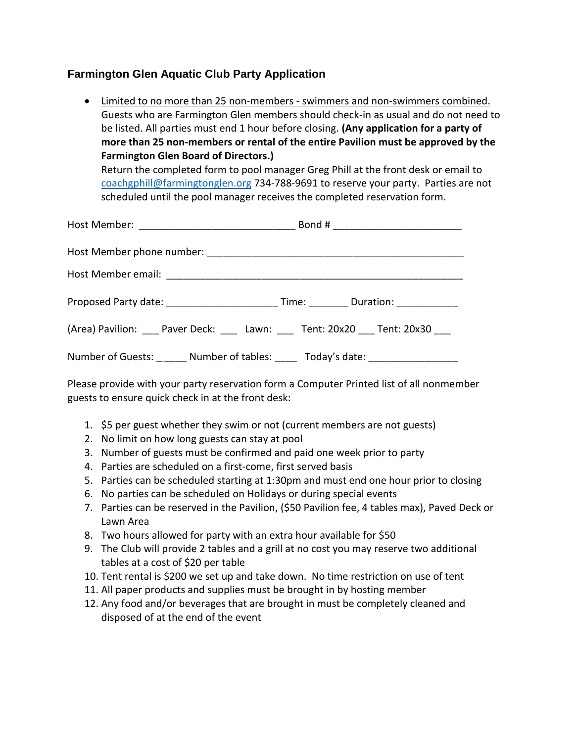## Farmington Glen Aquatic Club Party Application

- Limited to no more than 25 non-members - swimmers and non-swimmers combined. Guests who are Farmington Glen members should check-in as usual and do not need to be listed. All parties must end 1 hour before closing. **(Any application for a party of more than 25 non-members or rental of the entire Pavilion must be approved by the Farmington Glen Board of Directors.)**
  Return the completed form to pool manager Greg Phill at the front desk or email to [coachgphill@farmingtonglen.org](mailto:coachgphill@farmingtonglen.org) 734-788-9691 to reserve your party. Parties are not scheduled until the pool manager receives the completed reservation form.

Host Member: ____________________________ Bond # _______________________

Host Member phone number: ______________________________________________

Host Member email: _____________________________________________________

Proposed Party date: ____________________ Time: _______ Duration: ___________

(Area) Pavilion: ___ Paver Deck: ___ Lawn: ___ Tent: 20x20 ___ Tent: 20x30 ___

Number of Guests: _____ Number of tables: ____ Today's date: ________________

Please provide with your party reservation form a Computer Printed list of all nonmember guests to ensure quick check in at the front desk:

1. $5 per guest whether they swim or not (current members are not guests)
2. No limit on how long guests can stay at pool
3. Number of guests must be confirmed and paid one week prior to party
4. Parties are scheduled on a first-come, first served basis
5. Parties can be scheduled starting at 1:30pm and must end one hour prior to closing
6. No parties can be scheduled on Holidays or during special events
7. Parties can be reserved in the Pavilion, ($50 Pavilion fee, 4 tables max), Paved Deck or Lawn Area
8. Two hours allowed for party with an extra hour available for $50
9. The Club will provide 2 tables and a grill at no cost you may reserve two additional tables at a cost of $20 per table
10. Tent rental is $200 we set up and take down. No time restriction on use of tent
11. All paper products and supplies must be brought in by hosting member
12. Any food and/or beverages that are brought in must be completely cleaned and disposed of at the end of the event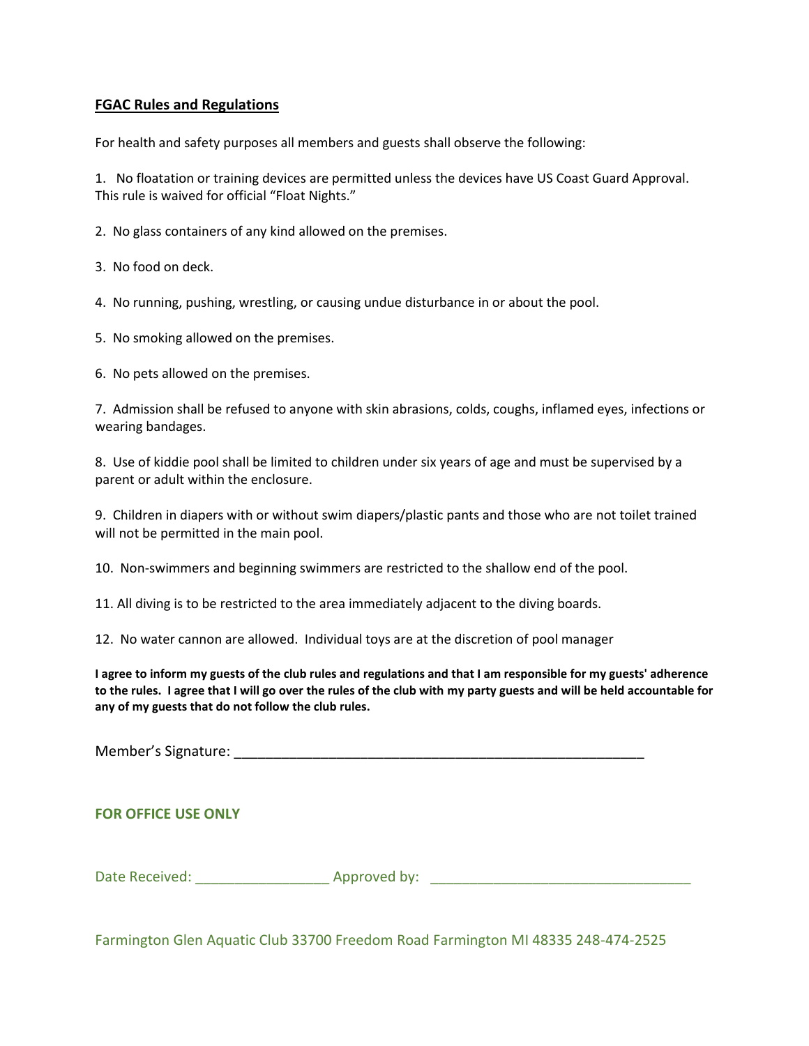**FGAC Rules and Regulations**

For health and safety purposes all members and guests shall observe the following:

1. No floatation or training devices are permitted unless the devices have US Coast Guard Approval. This rule is waived for official "Float Nights."

2. No glass containers of any kind allowed on the premises.

3. No food on deck.

4. No running, pushing, wrestling, or causing undue disturbance in or about the pool.

5. No smoking allowed on the premises.

6. No pets allowed on the premises.

7. Admission shall be refused to anyone with skin abrasions, colds, coughs, inflamed eyes, infections or wearing bandages.

8. Use of kiddie pool shall be limited to children under six years of age and must be supervised by a parent or adult within the enclosure.

9. Children in diapers with or without swim diapers/plastic pants and those who are not toilet trained will not be permitted in the main pool.

10. Non-swimmers and beginning swimmers are restricted to the shallow end of the pool.

11. All diving is to be restricted to the area immediately adjacent to the diving boards.

12. No water cannon are allowed. Individual toys are at the discretion of pool manager

**I agree to inform my guests of the club rules and regulations and that I am responsible for my guests' adherence to the rules. I agree that I will go over the rules of the club with my party guests and will be held accountable for any of my guests that do not follow the club rules.**

Member's Signature: _______________________________________________

**FOR OFFICE USE ONLY**

Date Received: _______________ Approved by: ____________________________

Farmington Glen Aquatic Club 33700 Freedom Road Farmington MI 48335 248-474-2525